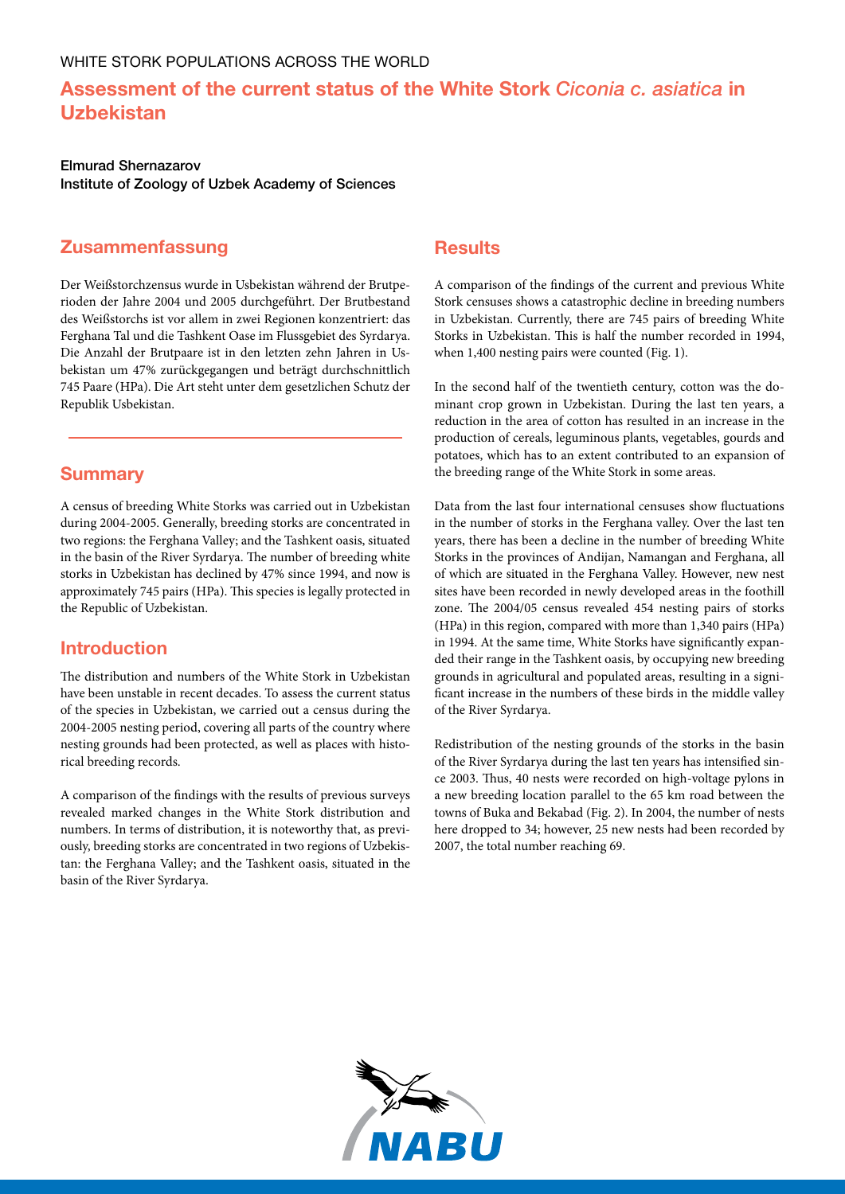WHITE STORK POPULATIONS ACROSS THE WORLD

# Assessment of the current status of the White Stork *Ciconia c. asiatica* in Uzbekistan

**Elmurad Shernazarov**
**Institute of Zoology of Uzbek Academy of Sciences**

## Zusammenfassung

Der Weißstorchzensus wurde in Usbekistan während der Brutperioden der Jahre 2004 und 2005 durchgeführt. Der Brutbestand des Weißstorchs ist vor allem in zwei Regionen konzentriert: das Ferghana Tal und die Tashkent Oase im Flussgebiet des Syrdarya. Die Anzahl der Brutpaare ist in den letzten zehn Jahren in Usbekistan um 47% zurückgegangen und beträgt durchschnittlich 745 Paare (HPa). Die Art steht unter dem gesetzlichen Schutz der Republik Usbekistan.

## Summary

A census of breeding White Storks was carried out in Uzbekistan during 2004-2005. Generally, breeding storks are concentrated in two regions: the Ferghana Valley; and the Tashkent oasis, situated in the basin of the River Syrdarya. The number of breeding white storks in Uzbekistan has declined by 47% since 1994, and now is approximately 745 pairs (HPa). This species is legally protected in the Republic of Uzbekistan.

## Introduction

The distribution and numbers of the White Stork in Uzbekistan have been unstable in recent decades. To assess the current status of the species in Uzbekistan, we carried out a census during the 2004-2005 nesting period, covering all parts of the country where nesting grounds had been protected, as well as places with historical breeding records.

A comparison of the findings with the results of previous surveys revealed marked changes in the White Stork distribution and numbers. In terms of distribution, it is noteworthy that, as previously, breeding storks are concentrated in two regions of Uzbekistan: the Ferghana Valley; and the Tashkent oasis, situated in the basin of the River Syrdarya.

## Results

A comparison of the findings of the current and previous White Stork censuses shows a catastrophic decline in breeding numbers in Uzbekistan. Currently, there are 745 pairs of breeding White Storks in Uzbekistan. This is half the number recorded in 1994, when 1,400 nesting pairs were counted (Fig. 1).

In the second half of the twentieth century, cotton was the dominant crop grown in Uzbekistan. During the last ten years, a reduction in the area of cotton has resulted in an increase in the production of cereals, leguminous plants, vegetables, gourds and potatoes, which has to an extent contributed to an expansion of the breeding range of the White Stork in some areas.

Data from the last four international censuses show fluctuations in the number of storks in the Ferghana valley. Over the last ten years, there has been a decline in the number of breeding White Storks in the provinces of Andijan, Namangan and Ferghana, all of which are situated in the Ferghana Valley. However, new nest sites have been recorded in newly developed areas in the foothill zone. The 2004/05 census revealed 454 nesting pairs of storks (HPa) in this region, compared with more than 1,340 pairs (HPa) in 1994. At the same time, White Storks have significantly expanded their range in the Tashkent oasis, by occupying new breeding grounds in agricultural and populated areas, resulting in a significant increase in the numbers of these birds in the middle valley of the River Syrdarya.

Redistribution of the nesting grounds of the storks in the basin of the River Syrdarya during the last ten years has intensified since 2003. Thus, 40 nests were recorded on high-voltage pylons in a new breeding location parallel to the 65 km road between the towns of Buka and Bekabad (Fig. 2). In 2004, the number of nests here dropped to 34; however, 25 new nests had been recorded by 2007, the total number reaching 69.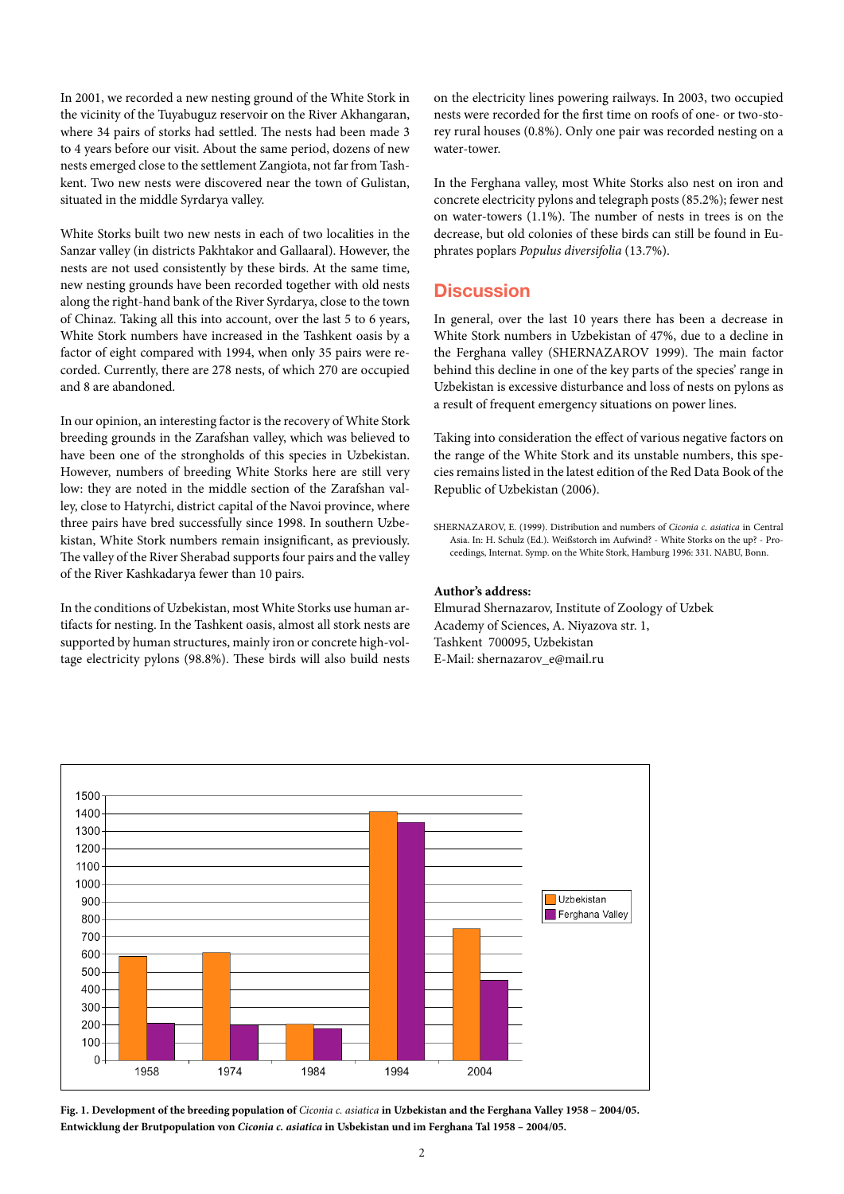In 2001, we recorded a new nesting ground of the White Stork in the vicinity of the Tuyabuguz reservoir on the River Akhangaran, where 34 pairs of storks had settled. The nests had been made 3 to 4 years before our visit. About the same period, dozens of new nests emerged close to the settlement Zangiota, not far from Tashkent. Two new nests were discovered near the town of Gulistan, situated in the middle Syrdarya valley.

White Storks built two new nests in each of two localities in the Sanzar valley (in districts Pakhtakor and Gallaaral). However, the nests are not used consistently by these birds. At the same time, new nesting grounds have been recorded together with old nests along the right-hand bank of the River Syrdarya, close to the town of Chinaz. Taking all this into account, over the last 5 to 6 years, White Stork numbers have increased in the Tashkent oasis by a factor of eight compared with 1994, when only 35 pairs were recorded. Currently, there are 278 nests, of which 270 are occupied and 8 are abandoned.

In our opinion, an interesting factor is the recovery of White Stork breeding grounds in the Zarafshan valley, which was believed to have been one of the strongholds of this species in Uzbekistan. However, numbers of breeding White Storks here are still very low: they are noted in the middle section of the Zarafshan valley, close to Hatyrchi, district capital of the Navoi province, where three pairs have bred successfully since 1998. In southern Uzbekistan, White Stork numbers remain insignificant, as previously. The valley of the River Sherabad supports four pairs and the valley of the River Kashkadarya fewer than 10 pairs.

In the conditions of Uzbekistan, most White Storks use human artifacts for nesting. In the Tashkent oasis, almost all stork nests are supported by human structures, mainly iron or concrete high-voltage electricity pylons (98.8%). These birds will also build nests on the electricity lines powering railways. In 2003, two occupied nests were recorded for the first time on roofs of one- or two-storey rural houses (0.8%). Only one pair was recorded nesting on a water-tower.

In the Ferghana valley, most White Storks also nest on iron and concrete electricity pylons and telegraph posts (85.2%); fewer nest on water-towers (1.1%). The number of nests in trees is on the decrease, but old colonies of these birds can still be found in Euphrates poplars *Populus diversifolia* (13.7%).

## Discussion

In general, over the last 10 years there has been a decrease in White Stork numbers in Uzbekistan of 47%, due to a decline in the Ferghana valley (SHERNAZAROV 1999). The main factor behind this decline in one of the key parts of the species' range in Uzbekistan is excessive disturbance and loss of nests on pylons as a result of frequent emergency situations on power lines.

Taking into consideration the effect of various negative factors on the range of the White Stork and its unstable numbers, this species remains listed in the latest edition of the Red Data Book of the Republic of Uzbekistan (2006).

SHERNAZAROV, E. (1999). Distribution and numbers of *Ciconia c. asiatica* in Central Asia. In: H. Schulz (Ed.). Weißstorch im Aufwind? - White Storks on the up? - Proceedings, Internat. Symp. on the White Stork, Hamburg 1996: 331. NABU, Bonn.

**Author's address:**
Elmurad Shernazarov, Institute of Zoology of Uzbek Academy of Sciences, A. Niyazova str. 1,
Tashkent 700095, Uzbekistan
E-Mail: shernazarov_e@mail.ru

**Fig. 1. Development of the breeding population of *Ciconia c. asiatica* in Uzbekistan and the Ferghana Valley 1958 – 2004/05.**
**Entwicklung der Brutpopulation von *Ciconia c. asiatica* in Usbekistan und im Ferghana Tal 1958 – 2004/05.**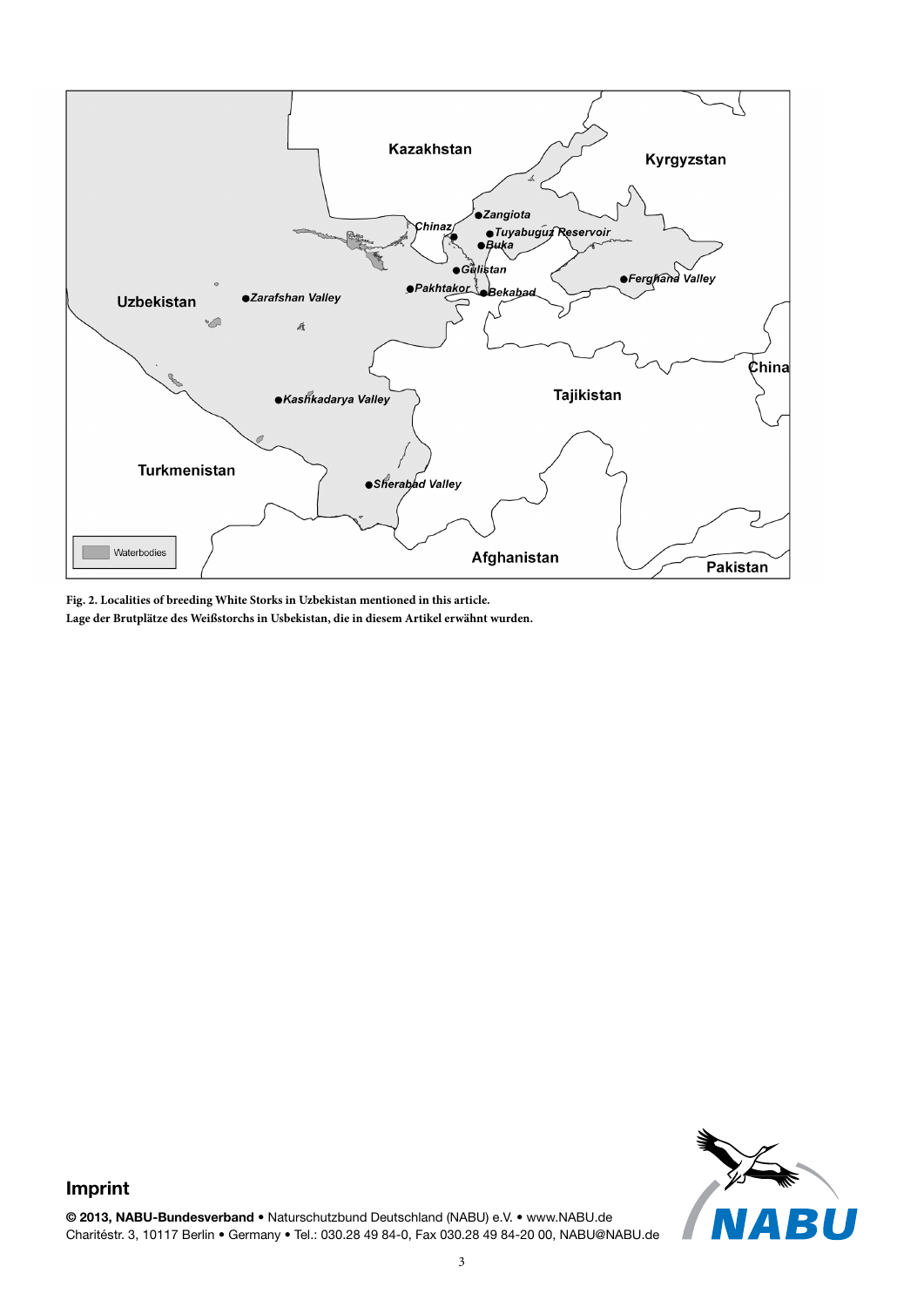Kazakhstan

Kyrgyzstan

Zangiota

Chinaz

Tuyabuguz Reservoir

Buka

Gulistan

Ferghana Valley

Pakhtakor

Bekabad

Uzbekistan

Zarafshan Valley

China

Tajikistan

Kashkadarya Valley

Turkmenistan

Sherabad Valley

Waterbodies

Afghanistan

Pakistan

**Fig. 2. Localities of breeding White Storks in Uzbekistan mentioned in this article.**
**Lage der Brutplätze des Weißstorchs in Usbekistan, die in diesem Artikel erwähnt wurden.**

## Imprint

**© 2013, NABU-Bundesverband** • Naturschutzbund Deutschland (NABU) e.V. • www.NABU.de
Charitéstr. 3, 10117 Berlin • Germany • Tel.: 030.28 49 84-0, Fax 030.28 49 84-20 00, NABU@NABU.de